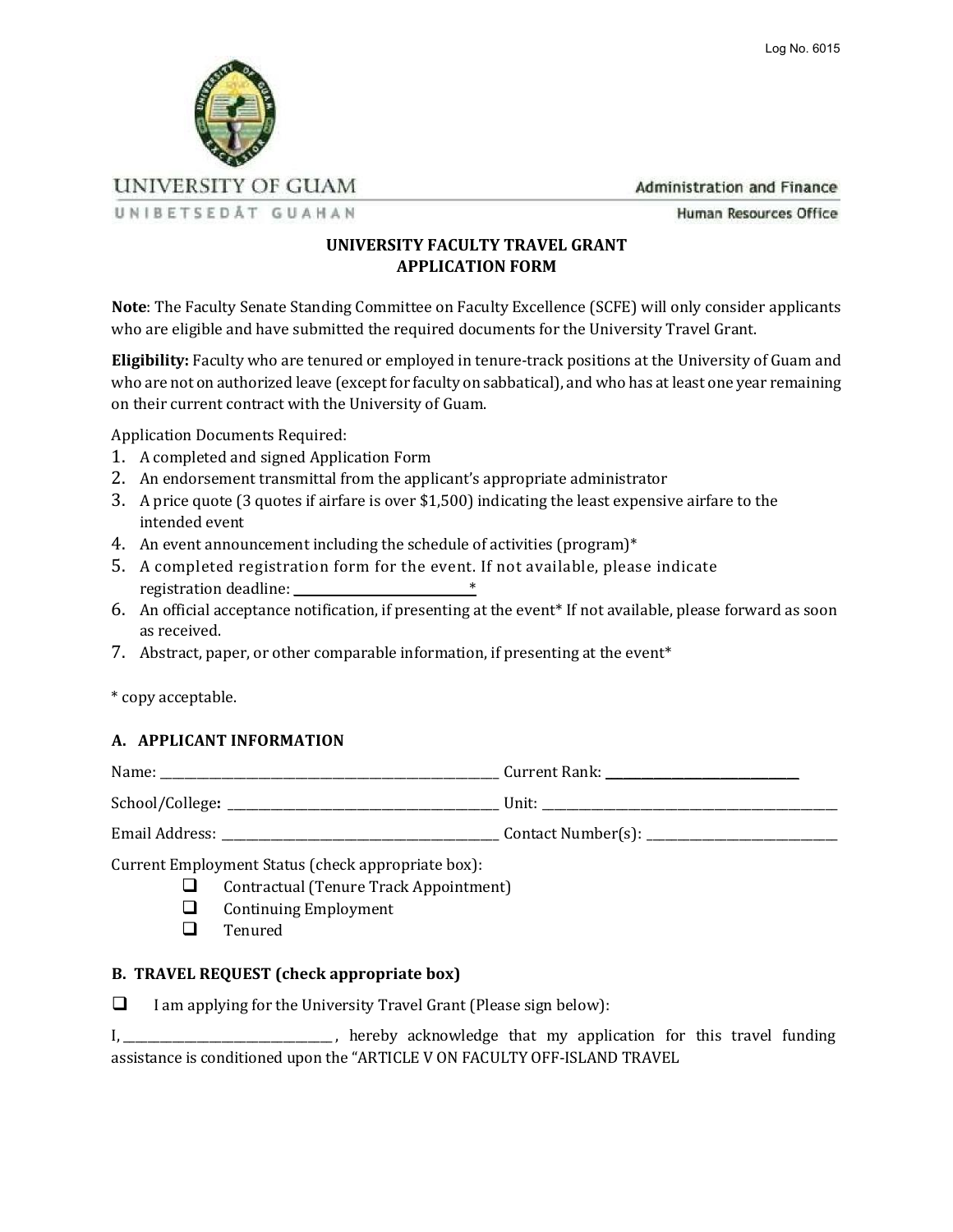Log No. 6015

UNIVERSITY OF GUAM
UNIBETSEDÅT GUAHAN

Administration and Finance
Human Resources Office

## UNIVERSITY FACULTY TRAVEL GRANT APPLICATION FORM

**Note**: The Faculty Senate Standing Committee on Faculty Excellence (SCFE) will only consider applicants who are eligible and have submitted the required documents for the University Travel Grant.

**Eligibility:** Faculty who are tenured or employed in tenure-track positions at the University of Guam and who are not on authorized leave (except for faculty on sabbatical), and who has at least one year remaining on their current contract with the University of Guam.

Application Documents Required:

1. A completed and signed Application Form
2. An endorsement transmittal from the applicant's appropriate administrator
3. A price quote (3 quotes if airfare is over $1,500) indicating the least expensive airfare to the intended event
4. An event announcement including the schedule of activities (program)*
5. A completed registration form for the event. If not available, please indicate registration deadline: ______________________________*
6. An official acceptance notification, if presenting at the event* If not available, please forward as soon as received.
7. Abstract, paper, or other comparable information, if presenting at the event*

\* copy acceptable.

### A. APPLICANT INFORMATION

Name: ______________________________ Current Rank: ______________________________

School/College: ______________________________ Unit: ______________________________

Email Address: ______________________________ Contact Number(s): ______________________________

Current Employment Status (check appropriate box):

- ☐ Contractual (Tenure Track Appointment)
- ☐ Continuing Employment
- ☐ Tenured

### B. TRAVEL REQUEST (check appropriate box)

☐ I am applying for the University Travel Grant (Please sign below):

I, ______________________________, hereby acknowledge that my application for this travel funding assistance is conditioned upon the "ARTICLE V ON FACULTY OFF-ISLAND TRAVEL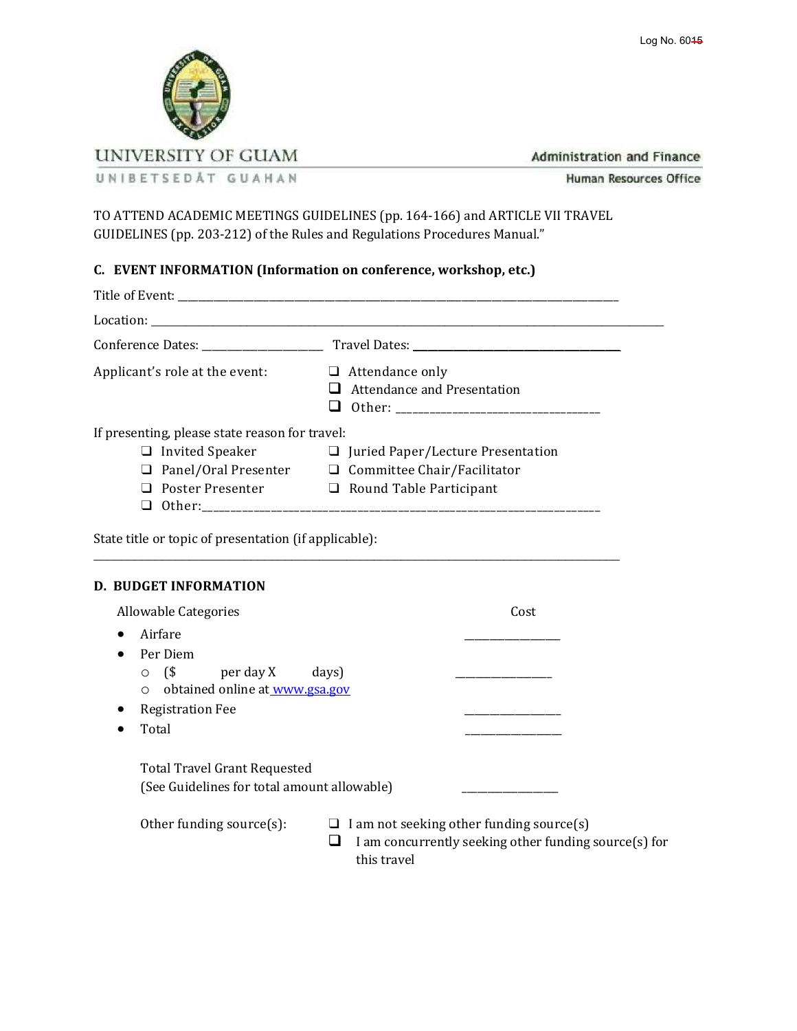Log No. 6015

UNIVERSITY OF GUAM
UNIBETSEDÅT GUAHAN

Administration and Finance
Human Resources Office

TO ATTEND ACADEMIC MEETINGS GUIDELINES (pp. 164-166) and ARTICLE VII TRAVEL GUIDELINES (pp. 203-212) of the Rules and Regulations Procedures Manual."

## C. EVENT INFORMATION (Information on conference, workshop, etc.)

Title of Event: ______________________________________________

Location: ______________________________________________

Conference Dates: ____________________ Travel Dates: ____________________

Applicant's role at the event:

- ❑ Attendance only
- ❑ Attendance and Presentation
- ❑ Other: ______________________

If presenting, please state reason for travel:

- ❑ Invited Speaker
- ❑ Juried Paper/Lecture Presentation
- ❑ Panel/Oral Presenter
- ❑ Committee Chair/Facilitator
- ❑ Poster Presenter
- ❑ Round Table Participant
- ❑ Other: ______________________________________________

State title or topic of presentation (if applicable):

______________________________________________

## D. BUDGET INFORMATION

| Allowable Categories | Cost |
|---|---|
| • Airfare | ____________ |
| • Per Diem | |
| ○ ($ per day X days) | ____________ |
| ○ obtained online at www.gsa.gov | |
| • Registration Fee | ____________ |
| • Total | ____________ |

Total Travel Grant Requested
(See Guidelines for total amount allowable) ____________

Other funding source(s):

- ❑ I am not seeking other funding source(s)
- ❑ I am concurrently seeking other funding source(s) for this travel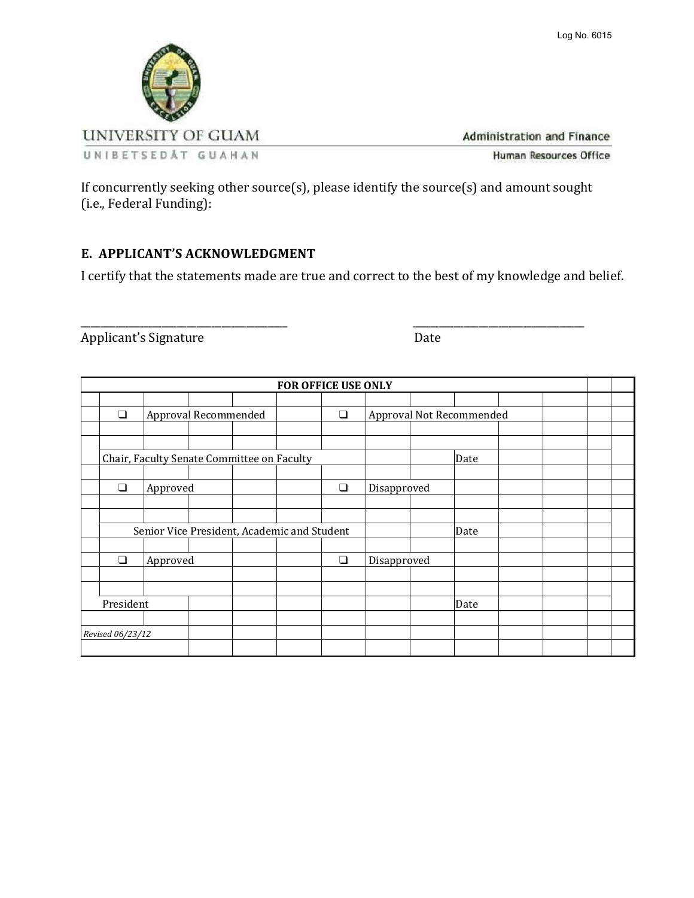If concurrently seeking other source(s), please identify the source(s) and amount sought (i.e., Federal Funding):

## E. APPLICANT'S ACKNOWLEDGMENT

I certify that the statements made are true and correct to the best of my knowledge and belief.

\_\_\_\_\_\_\_\_\_\_\_\_\_\_\_\_\_\_\_\_\_\_\_\_\_\_\_\_\_\_\_\_\_\_\_\_ \_\_\_\_\_\_\_\_\_\_\_\_\_\_\_\_\_\_\_\_\_\_\_\_\_\_\_\_\_\_

Applicant's Signature Date

| FOR OFFICE USE ONLY | | | |
|---|---|---|---|
| ❑ Approval Recommended | ❑ Approval Not Recommended | | |
| Chair, Faculty Senate Committee on Faculty | | Date | |
| ❑ Approved | ❑ Disapproved | | |
| Senior Vice President, Academic and Student | | Date | |
| ❑ Approved | ❑ Disapproved | | |
| President | | Date | |

*Revised 06/23/12*